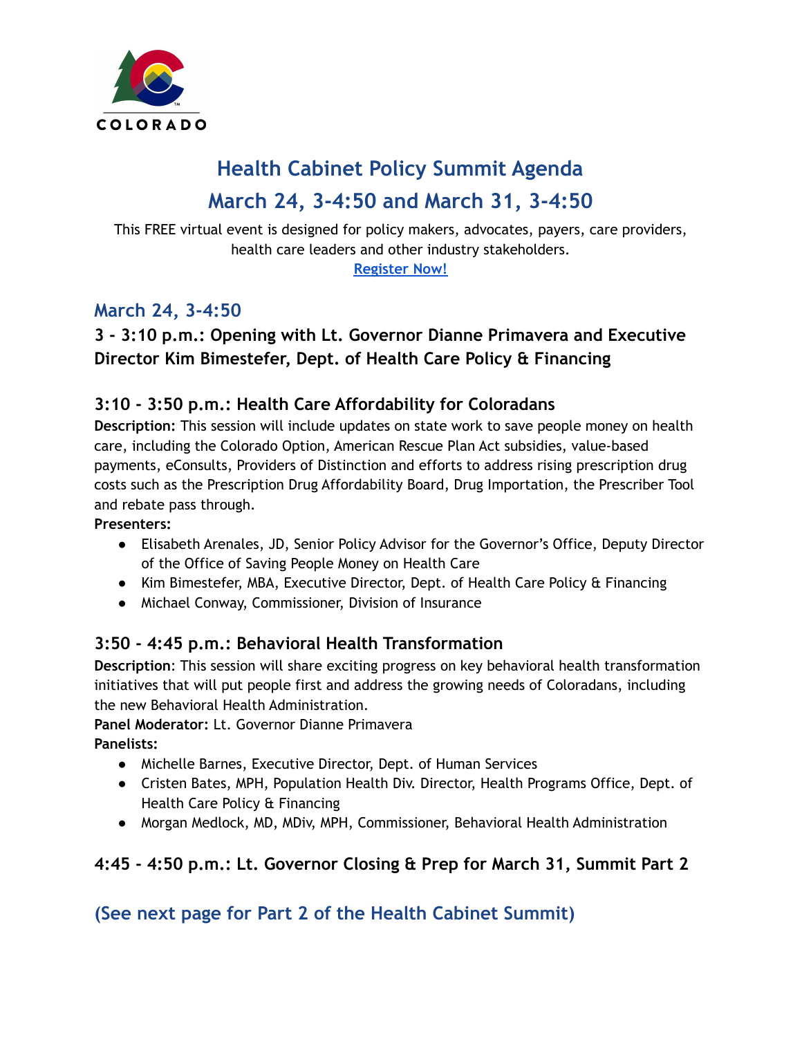COLORADO

# Health Cabinet Policy Summit Agenda

# March 24, 3-4:50 and March 31, 3-4:50

This FREE virtual event is designed for policy makers, advocates, payers, care providers, health care leaders and other industry stakeholders.

**Register Now!**

## March 24, 3-4:50

### 3 - 3:10 p.m.: Opening with Lt. Governor Dianne Primavera and Executive Director Kim Bimestefer, Dept. of Health Care Policy & Financing

### 3:10 - 3:50 p.m.: Health Care Affordability for Coloradans

**Description:** This session will include updates on state work to save people money on health care, including the Colorado Option, American Rescue Plan Act subsidies, value-based payments, eConsults, Providers of Distinction and efforts to address rising prescription drug costs such as the Prescription Drug Affordability Board, Drug Importation, the Prescriber Tool and rebate pass through.

**Presenters:**

- Elisabeth Arenales, JD, Senior Policy Advisor for the Governor's Office, Deputy Director of the Office of Saving People Money on Health Care
- Kim Bimestefer, MBA, Executive Director, Dept. of Health Care Policy & Financing
- Michael Conway, Commissioner, Division of Insurance

### 3:50 - 4:45 p.m.: Behavioral Health Transformation

**Description**: This session will share exciting progress on key behavioral health transformation initiatives that will put people first and address the growing needs of Coloradans, including the new Behavioral Health Administration.

**Panel Moderator:** Lt. Governor Dianne Primavera

**Panelists:**

- Michelle Barnes, Executive Director, Dept. of Human Services
- Cristen Bates, MPH, Population Health Div. Director, Health Programs Office, Dept. of Health Care Policy & Financing
- Morgan Medlock, MD, MDiv, MPH, Commissioner, Behavioral Health Administration

### 4:45 - 4:50 p.m.: Lt. Governor Closing & Prep for March 31, Summit Part 2

## (See next page for Part 2 of the Health Cabinet Summit)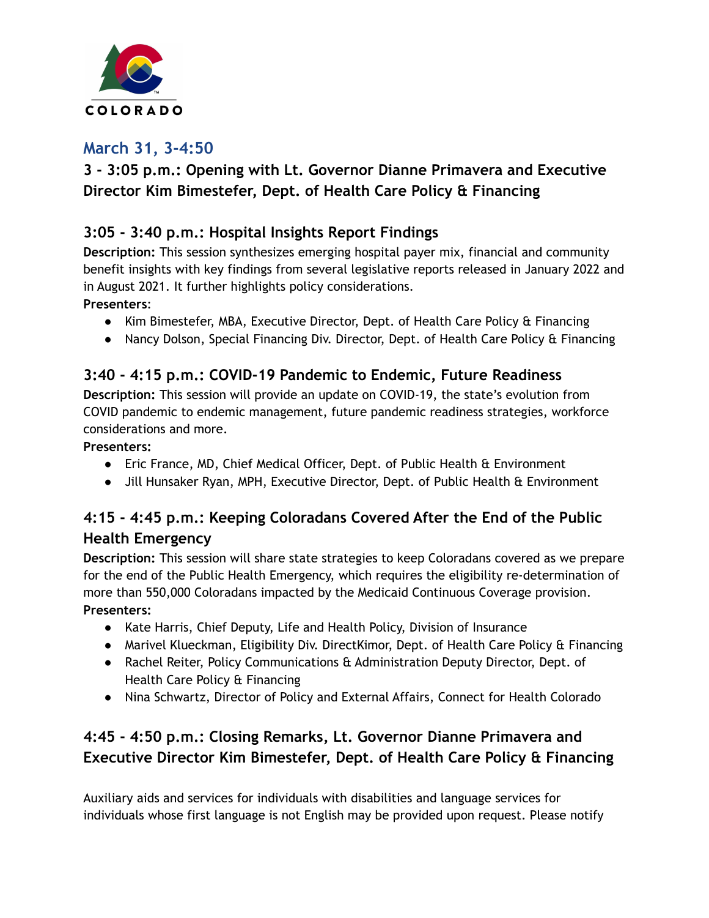COLORADO

## March 31, 3-4:50

### 3 - 3:05 p.m.: Opening with Lt. Governor Dianne Primavera and Executive Director Kim Bimestefer, Dept. of Health Care Policy & Financing

### 3:05 - 3:40 p.m.: Hospital Insights Report Findings

**Description:** This session synthesizes emerging hospital payer mix, financial and community benefit insights with key findings from several legislative reports released in January 2022 and in August 2021. It further highlights policy considerations.

**Presenters**:

- Kim Bimestefer, MBA, Executive Director, Dept. of Health Care Policy & Financing
- Nancy Dolson, Special Financing Div. Director, Dept. of Health Care Policy & Financing

### 3:40 - 4:15 p.m.: COVID-19 Pandemic to Endemic, Future Readiness

**Description:** This session will provide an update on COVID-19, the state's evolution from COVID pandemic to endemic management, future pandemic readiness strategies, workforce considerations and more.

**Presenters:**

- Eric France, MD, Chief Medical Officer, Dept. of Public Health & Environment
- Jill Hunsaker Ryan, MPH, Executive Director, Dept. of Public Health & Environment

### 4:15 - 4:45 p.m.: Keeping Coloradans Covered After the End of the Public Health Emergency

**Description:** This session will share state strategies to keep Coloradans covered as we prepare for the end of the Public Health Emergency, which requires the eligibility re-determination of more than 550,000 Coloradans impacted by the Medicaid Continuous Coverage provision.

**Presenters:**

- Kate Harris, Chief Deputy, Life and Health Policy, Division of Insurance
- Marivel Klueckman, Eligibility Div. DirectKimor, Dept. of Health Care Policy & Financing
- Rachel Reiter, Policy Communications & Administration Deputy Director, Dept. of Health Care Policy & Financing
- Nina Schwartz, Director of Policy and External Affairs, Connect for Health Colorado

### 4:45 - 4:50 p.m.: Closing Remarks, Lt. Governor Dianne Primavera and Executive Director Kim Bimestefer, Dept. of Health Care Policy & Financing

Auxiliary aids and services for individuals with disabilities and language services for individuals whose first language is not English may be provided upon request. Please notify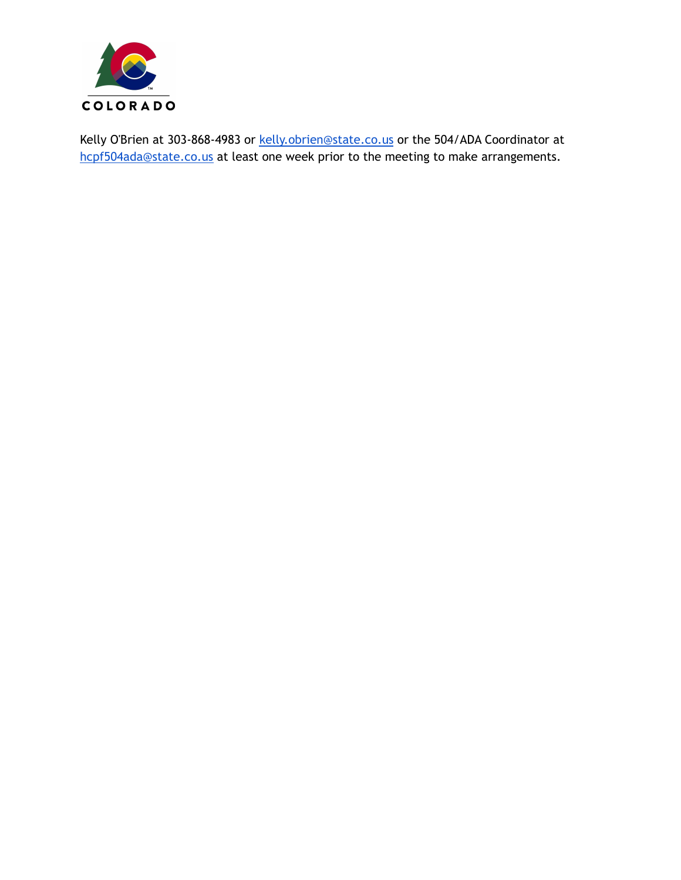Kelly O'Brien at 303-868-4983 or kelly.obrien@state.co.us or the 504/ADA Coordinator at hcpf504ada@state.co.us at least one week prior to the meeting to make arrangements.